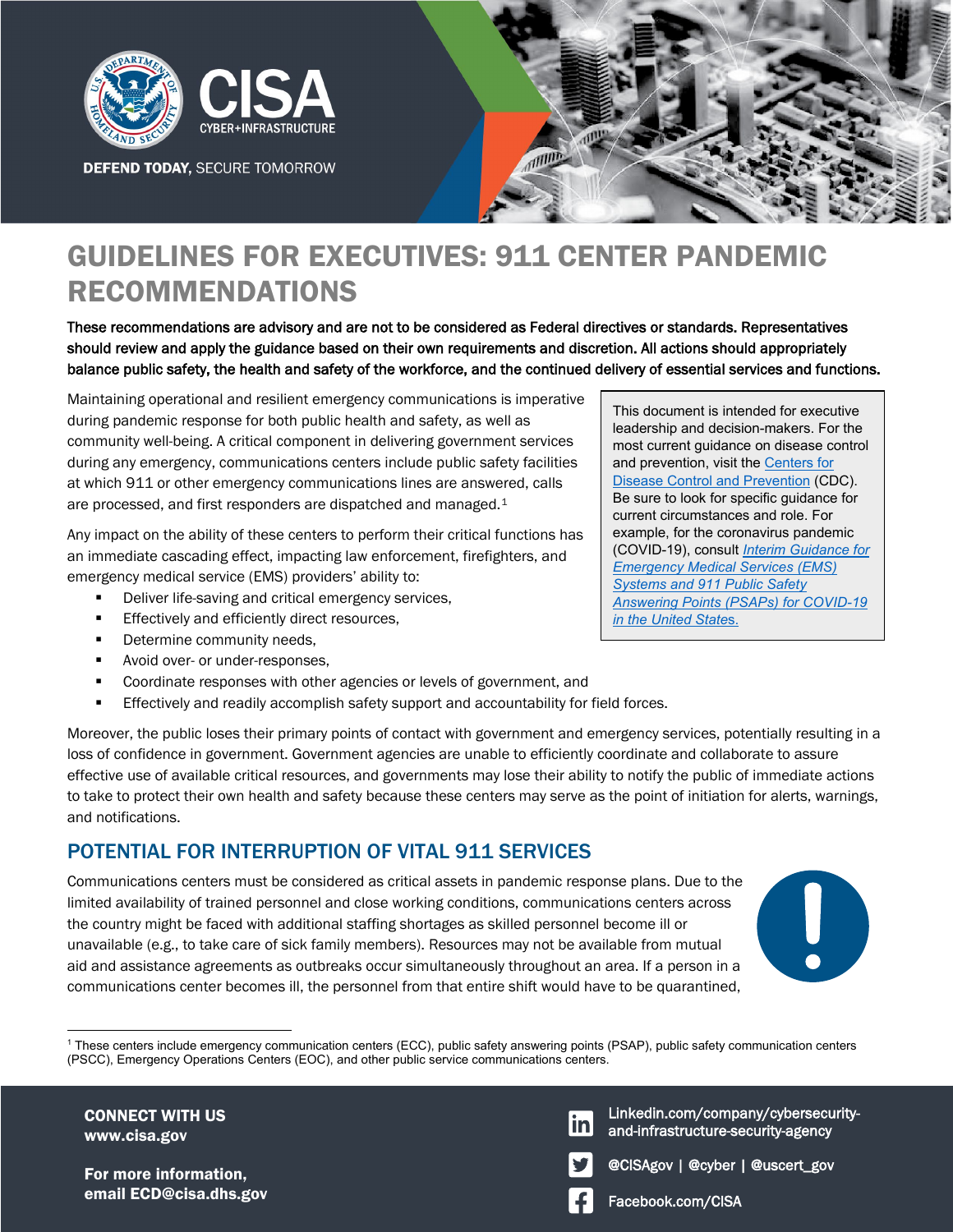# GUIDELINES FOR EXECUTIVES: 911 CENTER PANDEMIC RECOMMENDATIONS

**These recommendations are advisory and are not to be considered as Federal directives or standards. Representatives should review and apply the guidance based on their own requirements and discretion. All actions should appropriately balance public safety, the health and safety of the workforce, and the continued delivery of essential services and functions.**

> This document is intended for executive leadership and decision-makers. For the most current guidance on disease control and prevention, visit the Centers for Disease Control and Prevention (CDC). Be sure to look for specific guidance for current circumstances and role. For example, for the coronavirus pandemic (COVID-19), consult *Interim Guidance for Emergency Medical Services (EMS) Systems and 911 Public Safety Answering Points (PSAPs) for COVID-19 in the United States*.

Maintaining operational and resilient emergency communications is imperative during pandemic response for both public health and safety, as well as community well-being. A critical component in delivering government services during any emergency, communications centers include public safety facilities at which 911 or other emergency communications lines are answered, calls are processed, and first responders are dispatched and managed.[1]

Any impact on the ability of these centers to perform their critical functions has an immediate cascading effect, impacting law enforcement, firefighters, and emergency medical service (EMS) providers' ability to:

- Deliver life-saving and critical emergency services,
- Effectively and efficiently direct resources,
- Determine community needs,
- Avoid over- or under-responses,
- Coordinate responses with other agencies or levels of government, and
- Effectively and readily accomplish safety support and accountability for field forces.

Moreover, the public loses their primary points of contact with government and emergency services, potentially resulting in a loss of confidence in government. Government agencies are unable to efficiently coordinate and collaborate to assure effective use of available critical resources, and governments may lose their ability to notify the public of immediate actions to take to protect their own health and safety because these centers may serve as the point of initiation for alerts, warnings, and notifications.

## POTENTIAL FOR INTERRUPTION OF VITAL 911 SERVICES

Communications centers must be considered as critical assets in pandemic response plans. Due to the limited availability of trained personnel and close working conditions, communications centers across the country might be faced with additional staffing shortages as skilled personnel become ill or unavailable (e.g., to take care of sick family members). Resources may not be available from mutual aid and assistance agreements as outbreaks occur simultaneously throughout an area. If a person in a communications center becomes ill, the personnel from that entire shift would have to be quarantined,

[1] These centers include emergency communication centers (ECC), public safety answering points (PSAP), public safety communication centers (PSCC), Emergency Operations Centers (EOC), and other public service communications centers.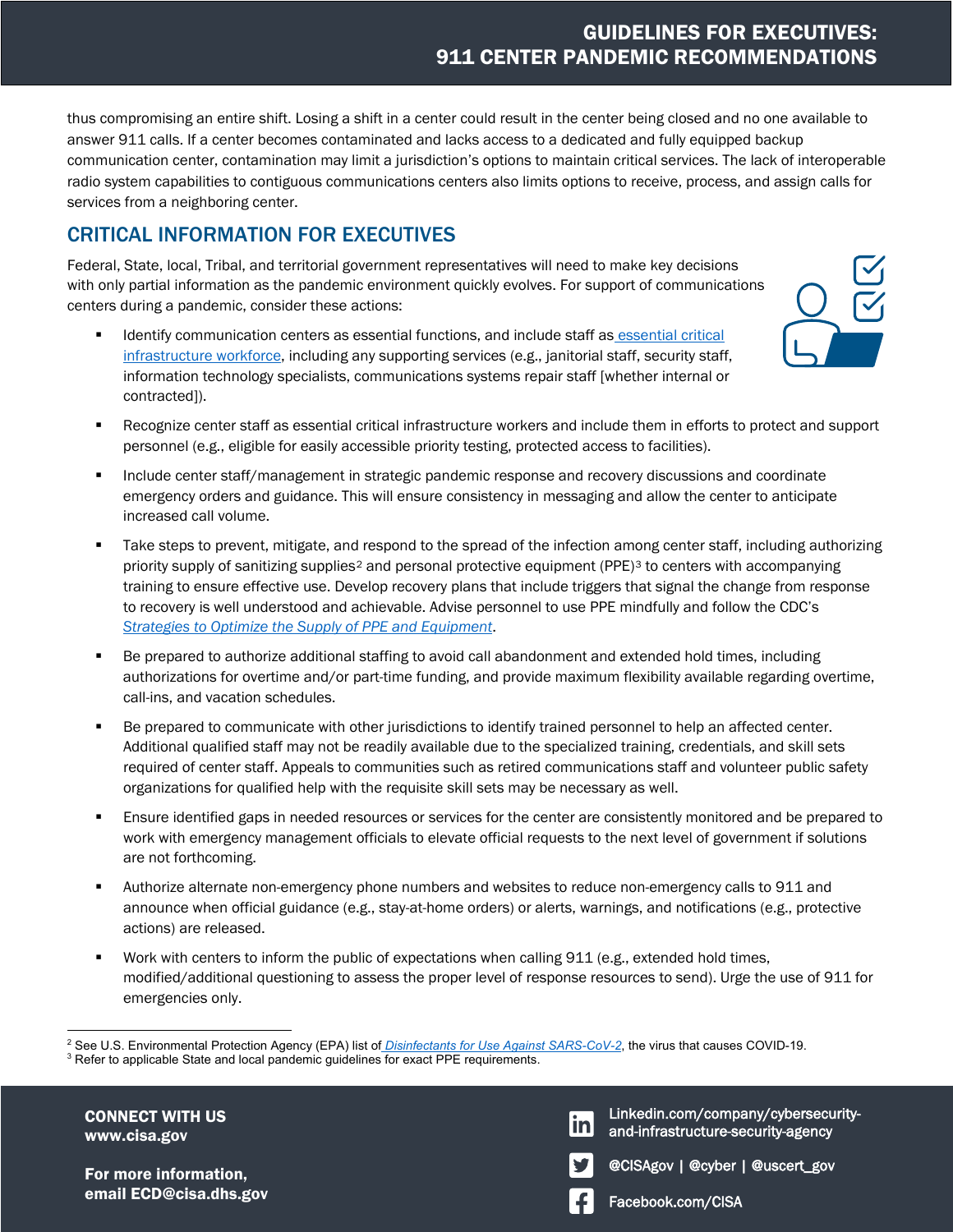thus compromising an entire shift. Losing a shift in a center could result in the center being closed and no one available to answer 911 calls. If a center becomes contaminated and lacks access to a dedicated and fully equipped backup communication center, contamination may limit a jurisdiction's options to maintain critical services. The lack of interoperable radio system capabilities to contiguous communications centers also limits options to receive, process, and assign calls for services from a neighboring center.

## CRITICAL INFORMATION FOR EXECUTIVES

Federal, State, local, Tribal, and territorial government representatives will need to make key decisions with only partial information as the pandemic environment quickly evolves. For support of communications centers during a pandemic, consider these actions:

- Identify communication centers as essential functions, and include staff as essential critical infrastructure workforce, including any supporting services (e.g., janitorial staff, security staff, information technology specialists, communications systems repair staff [whether internal or contracted]).
- Recognize center staff as essential critical infrastructure workers and include them in efforts to protect and support personnel (e.g., eligible for easily accessible priority testing, protected access to facilities).
- Include center staff/management in strategic pandemic response and recovery discussions and coordinate emergency orders and guidance. This will ensure consistency in messaging and allow the center to anticipate increased call volume.
- Take steps to prevent, mitigate, and respond to the spread of the infection among center staff, including authorizing priority supply of sanitizing supplies[2] and personal protective equipment (PPE)[3] to centers with accompanying training to ensure effective use. Develop recovery plans that include triggers that signal the change from response to recovery is well understood and achievable. Advise personnel to use PPE mindfully and follow the CDC's *Strategies to Optimize the Supply of PPE and Equipment*.
- Be prepared to authorize additional staffing to avoid call abandonment and extended hold times, including authorizations for overtime and/or part-time funding, and provide maximum flexibility available regarding overtime, call-ins, and vacation schedules.
- Be prepared to communicate with other jurisdictions to identify trained personnel to help an affected center. Additional qualified staff may not be readily available due to the specialized training, credentials, and skill sets required of center staff. Appeals to communities such as retired communications staff and volunteer public safety organizations for qualified help with the requisite skill sets may be necessary as well.
- Ensure identified gaps in needed resources or services for the center are consistently monitored and be prepared to work with emergency management officials to elevate official requests to the next level of government if solutions are not forthcoming.
- Authorize alternate non-emergency phone numbers and websites to reduce non-emergency calls to 911 and announce when official guidance (e.g., stay-at-home orders) or alerts, warnings, and notifications (e.g., protective actions) are released.
- Work with centers to inform the public of expectations when calling 911 (e.g., extended hold times, modified/additional questioning to assess the proper level of response resources to send). Urge the use of 911 for emergencies only.

---

[2] See U.S. Environmental Protection Agency (EPA) list of *Disinfectants for Use Against SARS-CoV-2*, the virus that causes COVID-19.

[3] Refer to applicable State and local pandemic guidelines for exact PPE requirements.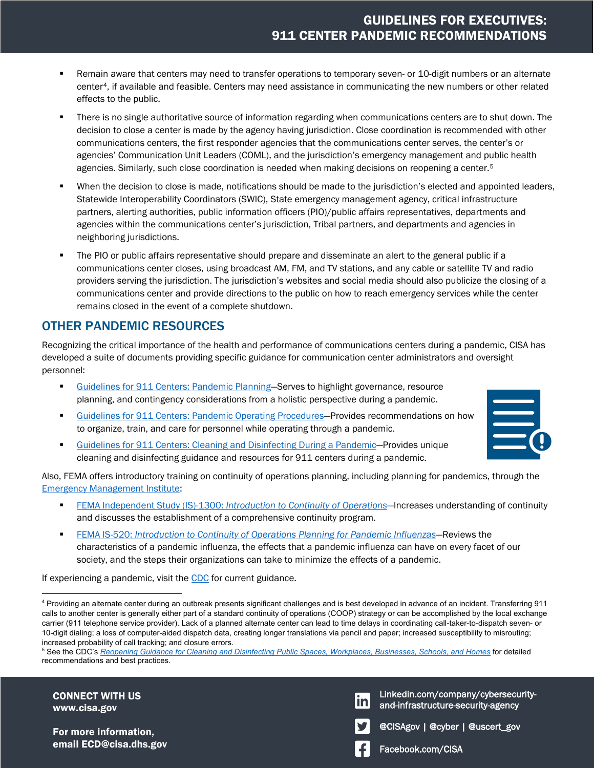- Remain aware that centers may need to transfer operations to temporary seven- or 10-digit numbers or an alternate center[4], if available and feasible. Centers may need assistance in communicating the new numbers or other related effects to the public.
- There is no single authoritative source of information regarding when communications centers are to shut down. The decision to close a center is made by the agency having jurisdiction. Close coordination is recommended with other communications centers, the first responder agencies that the communications center serves, the center's or agencies' Communication Unit Leaders (COML), and the jurisdiction's emergency management and public health agencies. Similarly, such close coordination is needed when making decisions on reopening a center.[5]
- When the decision to close is made, notifications should be made to the jurisdiction's elected and appointed leaders, Statewide Interoperability Coordinators (SWIC), State emergency management agency, critical infrastructure partners, alerting authorities, public information officers (PIO)/public affairs representatives, departments and agencies within the communications center's jurisdiction, Tribal partners, and departments and agencies in neighboring jurisdictions.
- The PIO or public affairs representative should prepare and disseminate an alert to the general public if a communications center closes, using broadcast AM, FM, and TV stations, and any cable or satellite TV and radio providers serving the jurisdiction. The jurisdiction's websites and social media should also publicize the closing of a communications center and provide directions to the public on how to reach emergency services while the center remains closed in the event of a complete shutdown.

## OTHER PANDEMIC RESOURCES

Recognizing the critical importance of the health and performance of communications centers during a pandemic, CISA has developed a suite of documents providing specific guidance for communication center administrators and oversight personnel:

- Guidelines for 911 Centers: Pandemic Planning—Serves to highlight governance, resource planning, and contingency considerations from a holistic perspective during a pandemic.
- Guidelines for 911 Centers: Pandemic Operating Procedures—Provides recommendations on how to organize, train, and care for personnel while operating through a pandemic.
- Guidelines for 911 Centers: Cleaning and Disinfecting During a Pandemic—Provides unique cleaning and disinfecting guidance and resources for 911 centers during a pandemic.

Also, FEMA offers introductory training on continuity of operations planning, including planning for pandemics, through the Emergency Management Institute:

- FEMA Independent Study (IS)-1300: *Introduction to Continuity of Operations*—Increases understanding of continuity and discusses the establishment of a comprehensive continuity program.
- FEMA IS-520: *Introduction to Continuity of Operations Planning for Pandemic Influenzas*—Reviews the characteristics of a pandemic influenza, the effects that a pandemic influenza can have on every facet of our society, and the steps their organizations can take to minimize the effects of a pandemic.

If experiencing a pandemic, visit the CDC for current guidance.

---

[4] Providing an alternate center during an outbreak presents significant challenges and is best developed in advance of an incident. Transferring 911 calls to another center is generally either part of a standard continuity of operations (COOP) strategy or can be accomplished by the local exchange carrier (911 telephone service provider). Lack of a planned alternate center can lead to time delays in coordinating call-taker-to-dispatch seven- or 10-digit dialing; a loss of computer-aided dispatch data, creating longer translations via pencil and paper; increased susceptibility to misrouting; increased probability of call tracking; and closure errors.

[5] See the CDC's *Reopening Guidance for Cleaning and Disinfecting Public Spaces, Workplaces, Businesses, Schools, and Homes* for detailed recommendations and best practices.

**CONNECT WITH US**
**www.cisa.gov**

**For more information, email ECD@cisa.dhs.gov**

Linkedin.com/company/cybersecurity-and-infrastructure-security-agency

@CISAgov | @cyber | @uscert_gov

Facebook.com/CISA